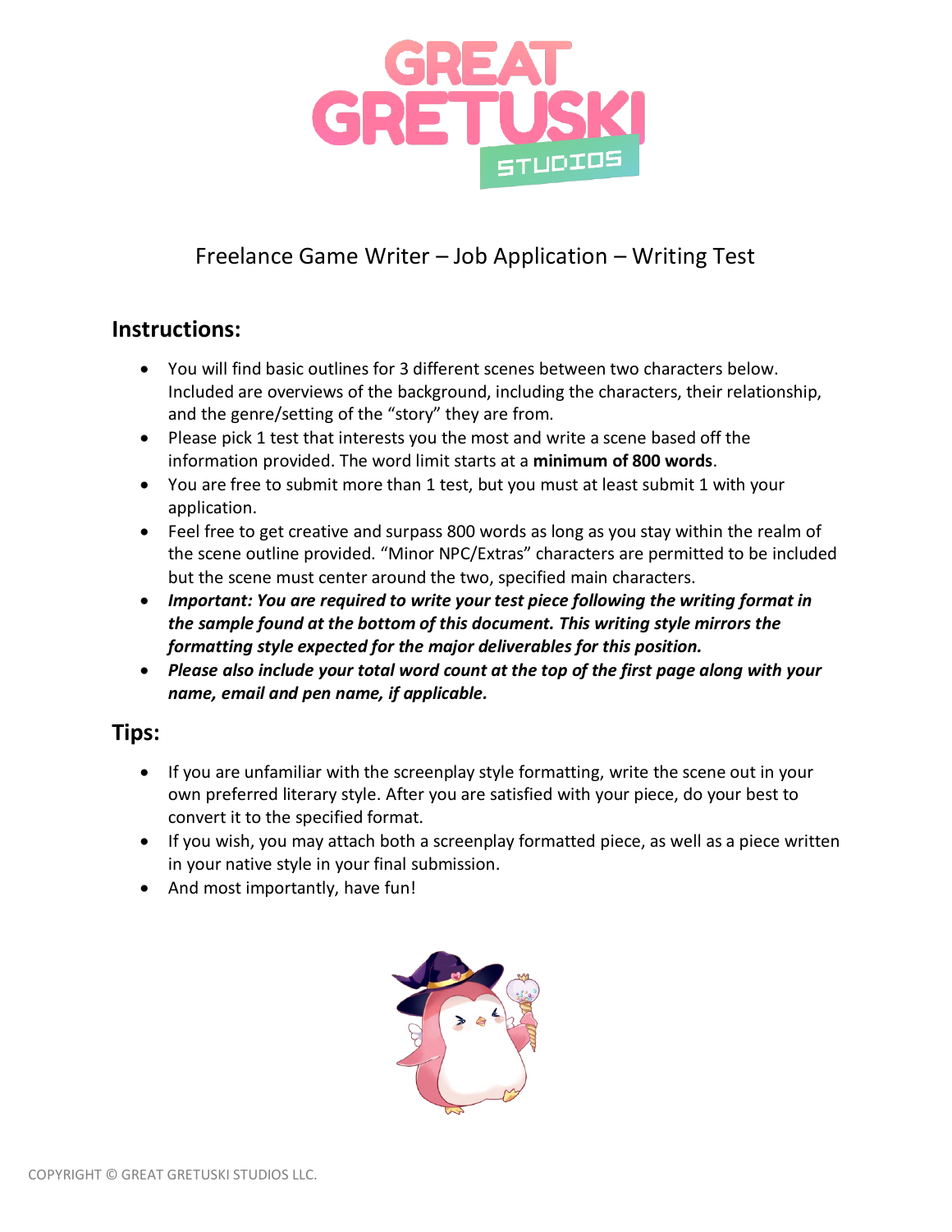# GREAT GRETUSKI STUDIOS

Freelance Game Writer – Job Application – Writing Test

## Instructions:

- You will find basic outlines for 3 different scenes between two characters below. Included are overviews of the background, including the characters, their relationship, and the genre/setting of the "story" they are from.
- Please pick 1 test that interests you the most and write a scene based off the information provided. The word limit starts at a **minimum of 800 words**.
- You are free to submit more than 1 test, but you must at least submit 1 with your application.
- Feel free to get creative and surpass 800 words as long as you stay within the realm of the scene outline provided. "Minor NPC/Extras" characters are permitted to be included but the scene must center around the two, specified main characters.
- ***Important: You are required to write your test piece following the writing format in the sample found at the bottom of this document. This writing style mirrors the formatting style expected for the major deliverables for this position.***
- ***Please also include your total word count at the top of the first page along with your name, email and pen name, if applicable.***

## Tips:

- If you are unfamiliar with the screenplay style formatting, write the scene out in your own preferred literary style. After you are satisfied with your piece, do your best to convert it to the specified format.
- If you wish, you may attach both a screenplay formatted piece, as well as a piece written in your native style in your final submission.
- And most importantly, have fun!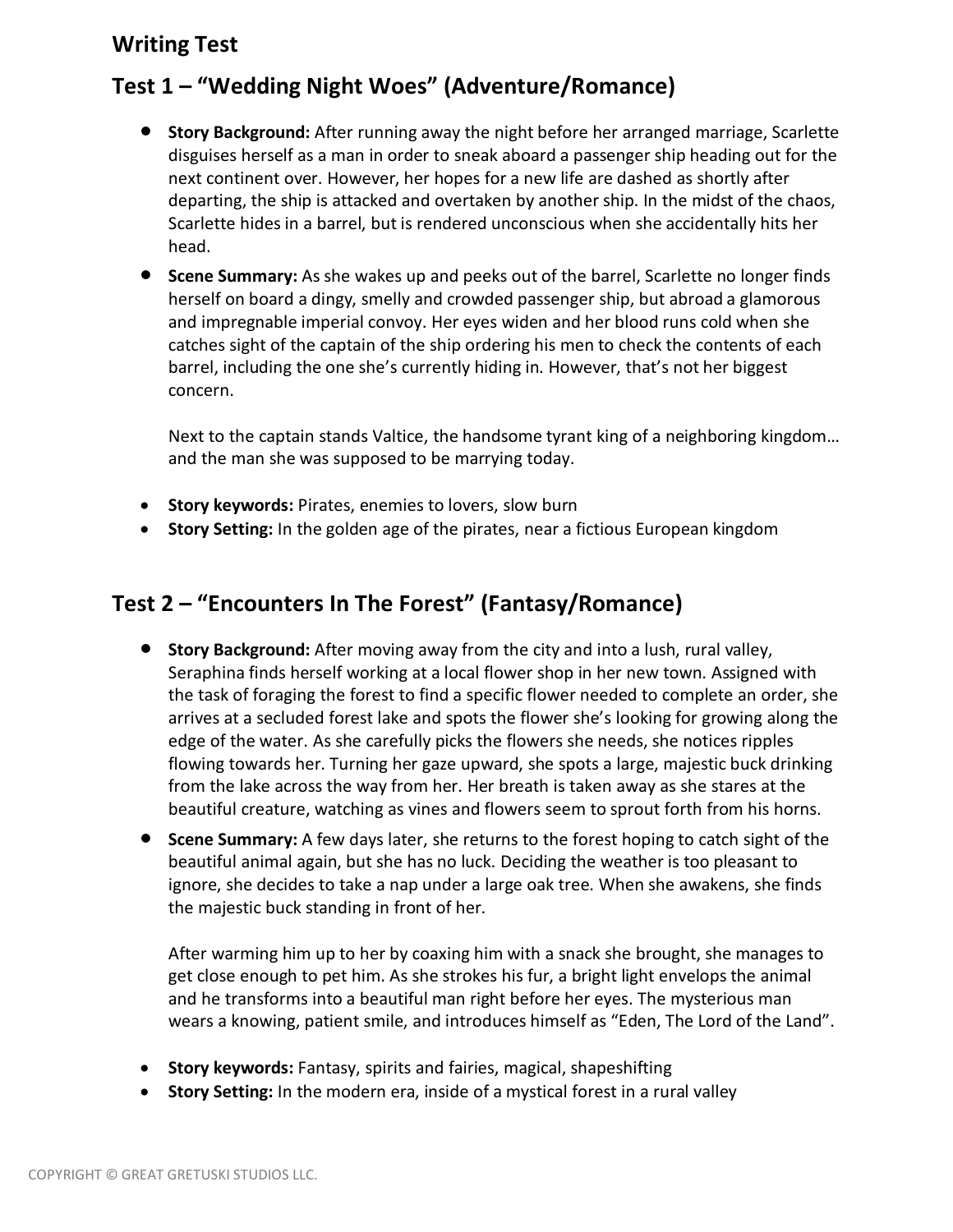## Writing Test

## Test 1 – "Wedding Night Woes" (Adventure/Romance)

- **Story Background:** After running away the night before her arranged marriage, Scarlette disguises herself as a man in order to sneak aboard a passenger ship heading out for the next continent over. However, her hopes for a new life are dashed as shortly after departing, the ship is attacked and overtaken by another ship. In the midst of the chaos, Scarlette hides in a barrel, but is rendered unconscious when she accidentally hits her head.
- **Scene Summary:** As she wakes up and peeks out of the barrel, Scarlette no longer finds herself on board a dingy, smelly and crowded passenger ship, but abroad a glamorous and impregnable imperial convoy. Her eyes widen and her blood runs cold when she catches sight of the captain of the ship ordering his men to check the contents of each barrel, including the one she's currently hiding in. However, that's not her biggest concern.

  Next to the captain stands Valtice, the handsome tyrant king of a neighboring kingdom… and the man she was supposed to be marrying today.

- **Story keywords:** Pirates, enemies to lovers, slow burn
- **Story Setting:** In the golden age of the pirates, near a fictious European kingdom

## Test 2 – "Encounters In The Forest" (Fantasy/Romance)

- **Story Background:** After moving away from the city and into a lush, rural valley, Seraphina finds herself working at a local flower shop in her new town. Assigned with the task of foraging the forest to find a specific flower needed to complete an order, she arrives at a secluded forest lake and spots the flower she's looking for growing along the edge of the water. As she carefully picks the flowers she needs, she notices ripples flowing towards her. Turning her gaze upward, she spots a large, majestic buck drinking from the lake across the way from her. Her breath is taken away as she stares at the beautiful creature, watching as vines and flowers seem to sprout forth from his horns.
- **Scene Summary:** A few days later, she returns to the forest hoping to catch sight of the beautiful animal again, but she has no luck. Deciding the weather is too pleasant to ignore, she decides to take a nap under a large oak tree. When she awakens, she finds the majestic buck standing in front of her.

  After warming him up to her by coaxing him with a snack she brought, she manages to get close enough to pet him. As she strokes his fur, a bright light envelops the animal and he transforms into a beautiful man right before her eyes. The mysterious man wears a knowing, patient smile, and introduces himself as "Eden, The Lord of the Land".

- **Story keywords:** Fantasy, spirits and fairies, magical, shapeshifting
- **Story Setting:** In the modern era, inside of a mystical forest in a rural valley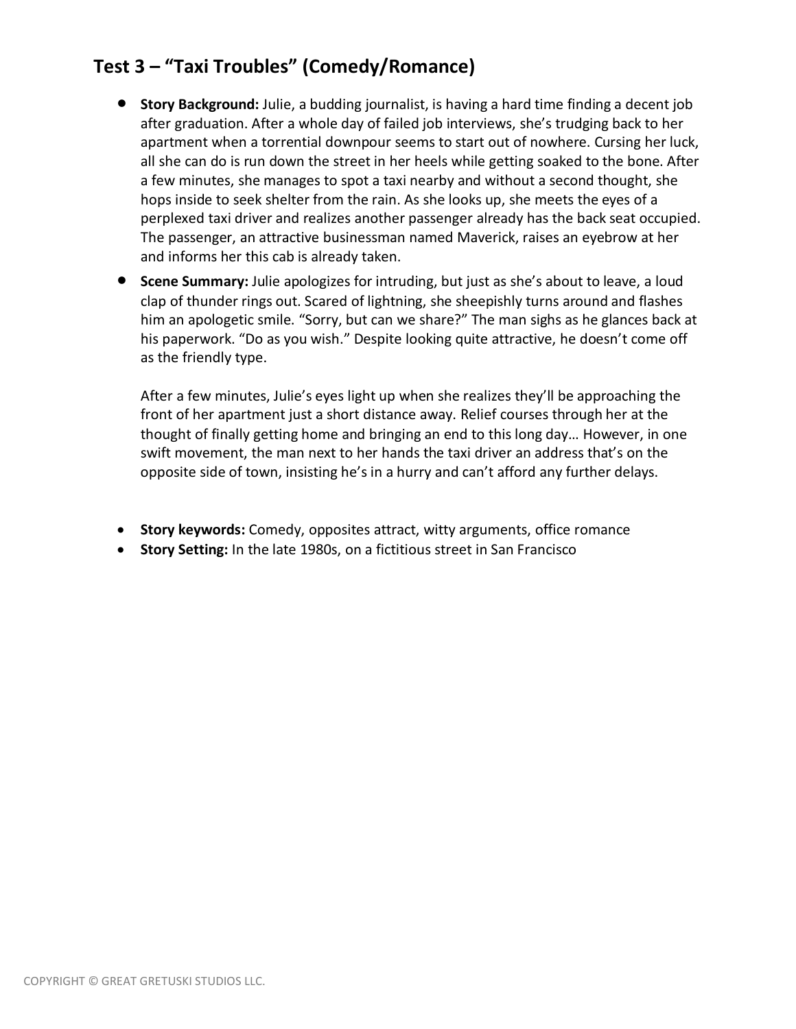## Test 3 – "Taxi Troubles" (Comedy/Romance)

- **Story Background:** Julie, a budding journalist, is having a hard time finding a decent job after graduation. After a whole day of failed job interviews, she's trudging back to her apartment when a torrential downpour seems to start out of nowhere. Cursing her luck, all she can do is run down the street in her heels while getting soaked to the bone. After a few minutes, she manages to spot a taxi nearby and without a second thought, she hops inside to seek shelter from the rain. As she looks up, she meets the eyes of a perplexed taxi driver and realizes another passenger already has the back seat occupied. The passenger, an attractive businessman named Maverick, raises an eyebrow at her and informs her this cab is already taken.
- **Scene Summary:** Julie apologizes for intruding, but just as she's about to leave, a loud clap of thunder rings out. Scared of lightning, she sheepishly turns around and flashes him an apologetic smile. "Sorry, but can we share?" The man sighs as he glances back at his paperwork. "Do as you wish." Despite looking quite attractive, he doesn't come off as the friendly type.

  After a few minutes, Julie's eyes light up when she realizes they'll be approaching the front of her apartment just a short distance away. Relief courses through her at the thought of finally getting home and bringing an end to this long day… However, in one swift movement, the man next to her hands the taxi driver an address that's on the opposite side of town, insisting he's in a hurry and can't afford any further delays.

- **Story keywords:** Comedy, opposites attract, witty arguments, office romance
- **Story Setting:** In the late 1980s, on a fictitious street in San Francisco

COPYRIGHT © GREAT GRETUSKI STUDIOS LLC.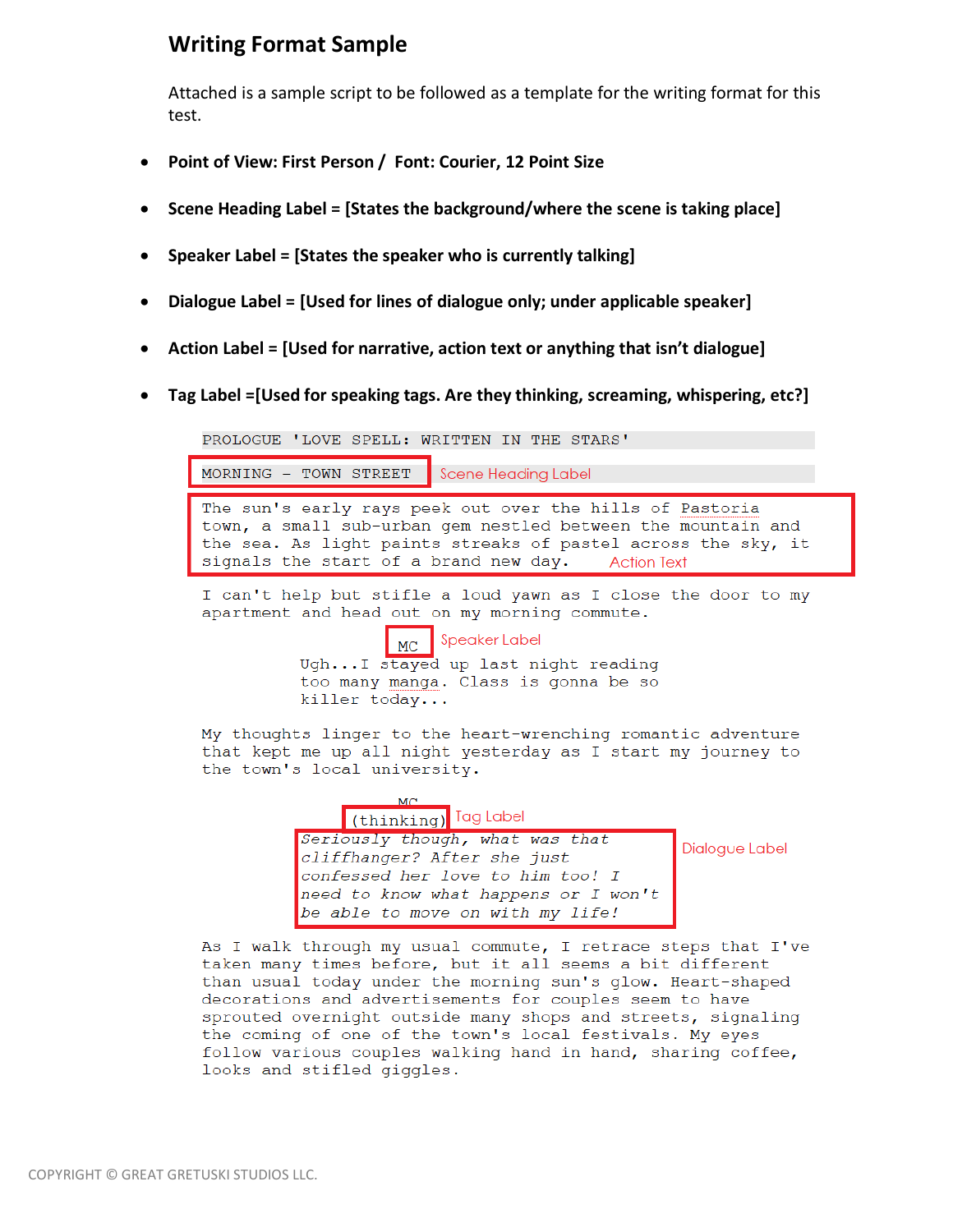# Writing Format Sample

Attached is a sample script to be followed as a template for the writing format for this test.

- **Point of View: First Person / Font: Courier, 12 Point Size**
- **Scene Heading Label = [States the background/where the scene is taking place]**
- **Speaker Label = [States the speaker who is currently talking]**
- **Dialogue Label = [Used for lines of dialogue only; under applicable speaker]**
- **Action Label = [Used for narrative, action text or anything that isn't dialogue]**
- **Tag Label =[Used for speaking tags. Are they thinking, screaming, whispering, etc?]**

```
PROLOGUE 'LOVE SPELL: WRITTEN IN THE STARS'

MORNING – TOWN STREET                    Scene Heading Label

The sun's early rays peek out over the hills of Pastoria
town, a small sub-urban gem nestled between the mountain and
the sea. As light paints streaks of pastel across the sky, it
signals the start of a brand new day.      Action Text

I can't help but stifle a loud yawn as I close the door to my
apartment and head out on my morning commute.

                    MC        Speaker Label
          Ugh...I stayed up last night reading
          too many manga. Class is gonna be so
          killer today...

My thoughts linger to the heart-wrenching romantic adventure
that kept me up all night yesterday as I start my journey to
the town's local university.

                    MC
               (thinking)  Tag Label
          Seriously though, what was that           Dialogue Label
          cliffhanger? After she just
          confessed her love to him too! I
          need to know what happens or I won't
          be able to move on with my life!

As I walk through my usual commute, I retrace steps that I've
taken many times before, but it all seems a bit different
than usual today under the morning sun's glow. Heart-shaped
decorations and advertisements for couples seem to have
sprouted overnight outside many shops and streets, signaling
the coming of one of the town's local festivals. My eyes
follow various couples walking hand in hand, sharing coffee,
looks and stifled giggles.
```

COPYRIGHT © GREAT GRETUSKI STUDIOS LLC.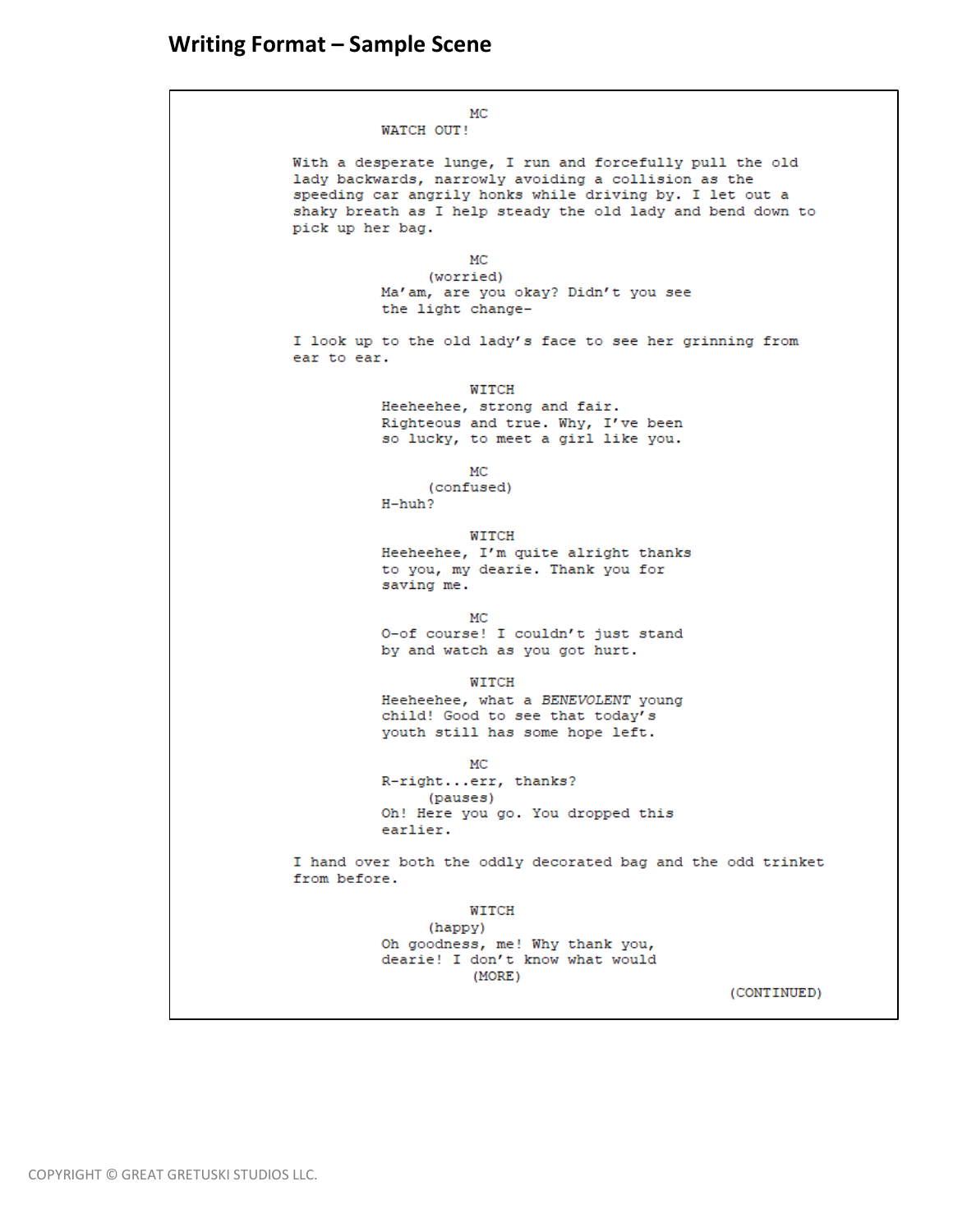## Writing Format – Sample Scene

```
                    MC
          WATCH OUT!

With a desperate lunge, I run and forcefully pull the old
lady backwards, narrowly avoiding a collision as the
speeding car angrily honks while driving by. I let out a
shaky breath as I help steady the old lady and bend down to
pick up her bag.

                    MC
               (worried)
          Ma'am, are you okay? Didn't you see
          the light change-

I look up to the old lady's face to see her grinning from
ear to ear.

                    WITCH
          Heeheehee, strong and fair.
          Righteous and true. Why, I've been
          so lucky, to meet a girl like you.

                    MC
               (confused)
          H-huh?

                    WITCH
          Heeheehee, I'm quite alright thanks
          to you, my dearie. Thank you for
          saving me.

                    MC
          O-of course! I couldn't just stand
          by and watch as you got hurt.

                    WITCH
          Heeheehee, what a BENEVOLENT young
          child! Good to see that today's
          youth still has some hope left.

                    MC
          R-right...err, thanks?
               (pauses)
          Oh! Here you go. You dropped this
          earlier.

I hand over both the oddly decorated bag and the odd trinket
from before.

                    WITCH
               (happy)
          Oh goodness, me! Why thank you,
          dearie! I don't know what would
                    (MORE)
                                                  (CONTINUED)
```

COPYRIGHT © GREAT GRETUSKI STUDIOS LLC.